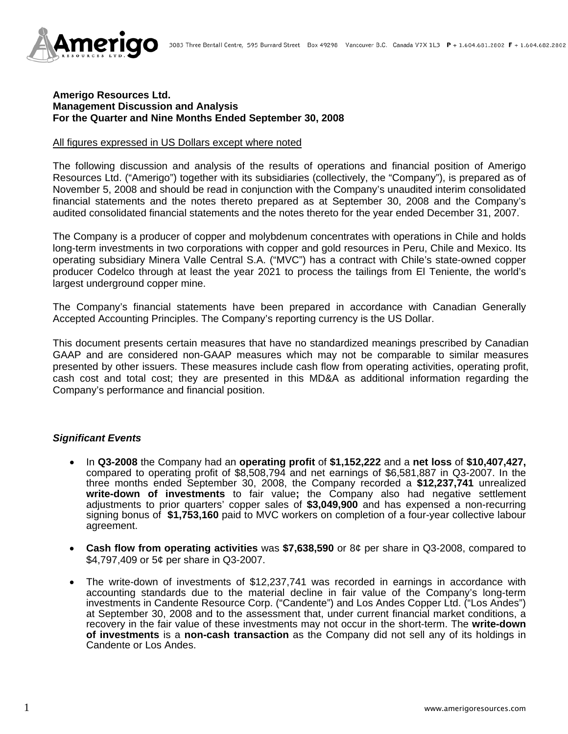**Amerigo Resources Ltd.**
**Management Discussion and Analysis**
**For the Quarter and Nine Months Ended September 30, 2008**

All figures expressed in US Dollars except where noted

The following discussion and analysis of the results of operations and financial position of Amerigo Resources Ltd. ("Amerigo") together with its subsidiaries (collectively, the "Company"), is prepared as of November 5, 2008 and should be read in conjunction with the Company's unaudited interim consolidated financial statements and the notes thereto prepared as at September 30, 2008 and the Company's audited consolidated financial statements and the notes thereto for the year ended December 31, 2007.

The Company is a producer of copper and molybdenum concentrates with operations in Chile and holds long-term investments in two corporations with copper and gold resources in Peru, Chile and Mexico. Its operating subsidiary Minera Valle Central S.A. ("MVC") has a contract with Chile's state-owned copper producer Codelco through at least the year 2021 to process the tailings from El Teniente, the world's largest underground copper mine.

The Company's financial statements have been prepared in accordance with Canadian Generally Accepted Accounting Principles. The Company's reporting currency is the US Dollar.

This document presents certain measures that have no standardized meanings prescribed by Canadian GAAP and are considered non-GAAP measures which may not be comparable to similar measures presented by other issuers. These measures include cash flow from operating activities, operating profit, cash cost and total cost; they are presented in this MD&A as additional information regarding the Company's performance and financial position.

***Significant Events***

- In **Q3-2008** the Company had an **operating profit** of **$1,152,222** and a **net loss** of **$10,407,427,** compared to operating profit of $8,508,794 and net earnings of $6,581,887 in Q3-2007. In the three months ended September 30, 2008, the Company recorded a **$12,237,741** unrealized **write-down of investments** to fair value**;** the Company also had negative settlement adjustments to prior quarters' copper sales of **$3,049,900** and has expensed a non-recurring signing bonus of **$1,753,160** paid to MVC workers on completion of a four-year collective labour agreement.

- **Cash flow from operating activities** was **$7,638,590** or 8¢ per share in Q3-2008, compared to $4,797,409 or 5¢ per share in Q3-2007.

- The write-down of investments of $12,237,741 was recorded in earnings in accordance with accounting standards due to the material decline in fair value of the Company's long-term investments in Candente Resource Corp. ("Candente") and Los Andes Copper Ltd. ("Los Andes") at September 30, 2008 and to the assessment that, under current financial market conditions, a recovery in the fair value of these investments may not occur in the short-term. The **write-down of investments** is a **non-cash transaction** as the Company did not sell any of its holdings in Candente or Los Andes.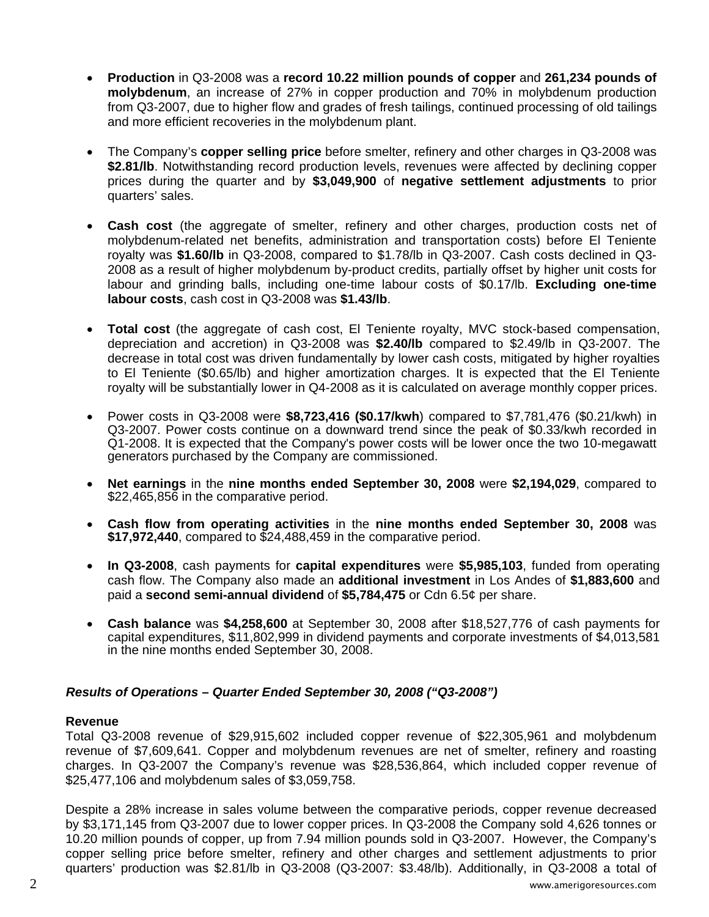- **Production** in Q3-2008 was a **record 10.22 million pounds of copper** and **261,234 pounds of molybdenum**, an increase of 27% in copper production and 70% in molybdenum production from Q3-2007, due to higher flow and grades of fresh tailings, continued processing of old tailings and more efficient recoveries in the molybdenum plant.

- The Company's **copper selling price** before smelter, refinery and other charges in Q3-2008 was **$2.81/lb**. Notwithstanding record production levels, revenues were affected by declining copper prices during the quarter and by **$3,049,900** of **negative settlement adjustments** to prior quarters' sales.

- **Cash cost** (the aggregate of smelter, refinery and other charges, production costs net of molybdenum-related net benefits, administration and transportation costs) before El Teniente royalty was **$1.60/lb** in Q3-2008, compared to $1.78/lb in Q3-2007. Cash costs declined in Q3-2008 as a result of higher molybdenum by-product credits, partially offset by higher unit costs for labour and grinding balls, including one-time labour costs of $0.17/lb. **Excluding one-time labour costs**, cash cost in Q3-2008 was **$1.43/lb**.

- **Total cost** (the aggregate of cash cost, El Teniente royalty, MVC stock-based compensation, depreciation and accretion) in Q3-2008 was **$2.40/lb** compared to $2.49/lb in Q3-2007. The decrease in total cost was driven fundamentally by lower cash costs, mitigated by higher royalties to El Teniente ($0.65/lb) and higher amortization charges. It is expected that the El Teniente royalty will be substantially lower in Q4-2008 as it is calculated on average monthly copper prices.

- Power costs in Q3-2008 were **$8,723,416 ($0.17/kwh**) compared to $7,781,476 ($0.21/kwh) in Q3-2007. Power costs continue on a downward trend since the peak of $0.33/kwh recorded in Q1-2008. It is expected that the Company's power costs will be lower once the two 10-megawatt generators purchased by the Company are commissioned.

- **Net earnings** in the **nine months ended September 30, 2008** were **$2,194,029**, compared to $22,465,856 in the comparative period.

- **Cash flow from operating activities** in the **nine months ended September 30, 2008** was **$17,972,440**, compared to $24,488,459 in the comparative period.

- **In Q3-2008**, cash payments for **capital expenditures** were **$5,985,103**, funded from operating cash flow. The Company also made an **additional investment** in Los Andes of **$1,883,600** and paid a **second semi-annual dividend** of **$5,784,475** or Cdn 6.5¢ per share.

- **Cash balance** was **$4,258,600** at September 30, 2008 after $18,527,776 of cash payments for capital expenditures, $11,802,999 in dividend payments and corporate investments of $4,013,581 in the nine months ended September 30, 2008.

### *Results of Operations – Quarter Ended September 30, 2008 ("Q3-2008")*

**Revenue**

Total Q3-2008 revenue of $29,915,602 included copper revenue of $22,305,961 and molybdenum revenue of $7,609,641. Copper and molybdenum revenues are net of smelter, refinery and roasting charges. In Q3-2007 the Company's revenue was $28,536,864, which included copper revenue of $25,477,106 and molybdenum sales of $3,059,758.

Despite a 28% increase in sales volume between the comparative periods, copper revenue decreased by $3,171,145 from Q3-2007 due to lower copper prices. In Q3-2008 the Company sold 4,626 tonnes or 10.20 million pounds of copper, up from 7.94 million pounds sold in Q3-2007. However, the Company's copper selling price before smelter, refinery and other charges and settlement adjustments to prior quarters' production was $2.81/lb in Q3-2008 (Q3-2007: $3.48/lb). Additionally, in Q3-2008 a total of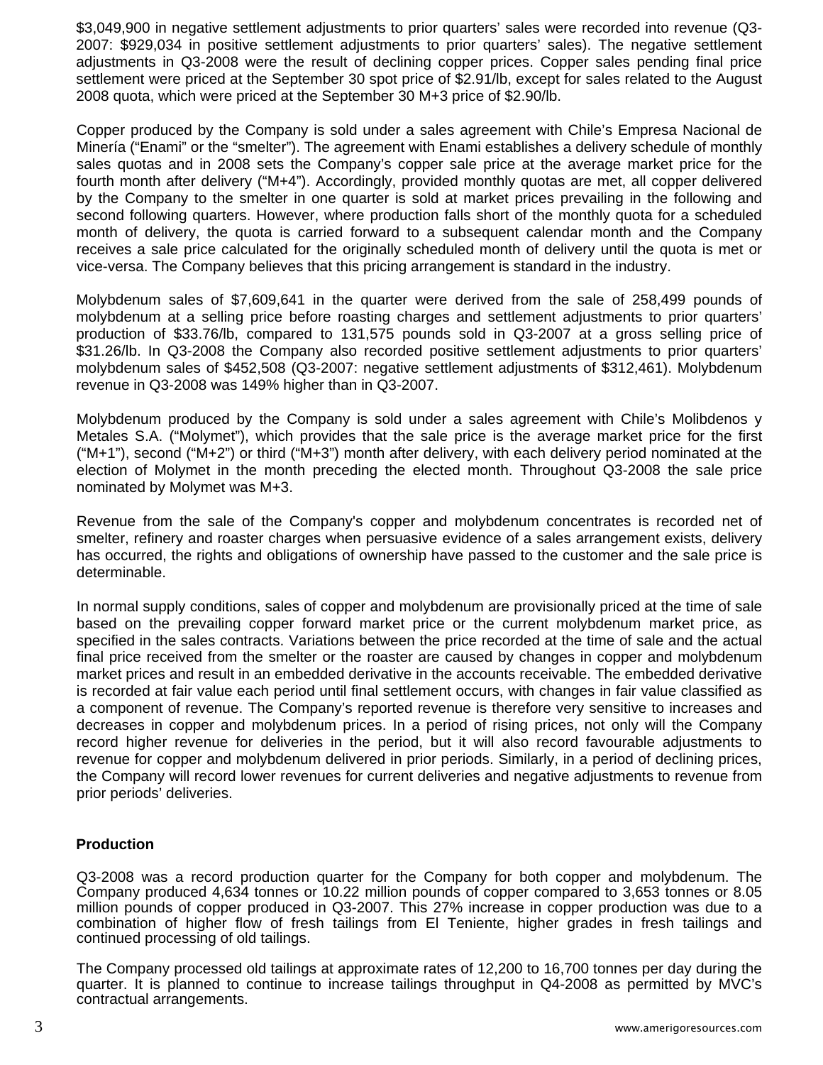$3,049,900 in negative settlement adjustments to prior quarters' sales were recorded into revenue (Q3-2007: $929,034 in positive settlement adjustments to prior quarters' sales). The negative settlement adjustments in Q3-2008 were the result of declining copper prices. Copper sales pending final price settlement were priced at the September 30 spot price of $2.91/lb, except for sales related to the August 2008 quota, which were priced at the September 30 M+3 price of $2.90/lb.

Copper produced by the Company is sold under a sales agreement with Chile's Empresa Nacional de Minería ("Enami" or the "smelter"). The agreement with Enami establishes a delivery schedule of monthly sales quotas and in 2008 sets the Company's copper sale price at the average market price for the fourth month after delivery ("M+4"). Accordingly, provided monthly quotas are met, all copper delivered by the Company to the smelter in one quarter is sold at market prices prevailing in the following and second following quarters. However, where production falls short of the monthly quota for a scheduled month of delivery, the quota is carried forward to a subsequent calendar month and the Company receives a sale price calculated for the originally scheduled month of delivery until the quota is met or vice-versa. The Company believes that this pricing arrangement is standard in the industry.

Molybdenum sales of $7,609,641 in the quarter were derived from the sale of 258,499 pounds of molybdenum at a selling price before roasting charges and settlement adjustments to prior quarters' production of $33.76/lb, compared to 131,575 pounds sold in Q3-2007 at a gross selling price of $31.26/lb. In Q3-2008 the Company also recorded positive settlement adjustments to prior quarters' molybdenum sales of $452,508 (Q3-2007: negative settlement adjustments of $312,461). Molybdenum revenue in Q3-2008 was 149% higher than in Q3-2007.

Molybdenum produced by the Company is sold under a sales agreement with Chile's Molibdenos y Metales S.A. ("Molymet"), which provides that the sale price is the average market price for the first ("M+1"), second ("M+2") or third ("M+3") month after delivery, with each delivery period nominated at the election of Molymet in the month preceding the elected month. Throughout Q3-2008 the sale price nominated by Molymet was M+3.

Revenue from the sale of the Company's copper and molybdenum concentrates is recorded net of smelter, refinery and roaster charges when persuasive evidence of a sales arrangement exists, delivery has occurred, the rights and obligations of ownership have passed to the customer and the sale price is determinable.

In normal supply conditions, sales of copper and molybdenum are provisionally priced at the time of sale based on the prevailing copper forward market price or the current molybdenum market price, as specified in the sales contracts. Variations between the price recorded at the time of sale and the actual final price received from the smelter or the roaster are caused by changes in copper and molybdenum market prices and result in an embedded derivative in the accounts receivable. The embedded derivative is recorded at fair value each period until final settlement occurs, with changes in fair value classified as a component of revenue. The Company's reported revenue is therefore very sensitive to increases and decreases in copper and molybdenum prices. In a period of rising prices, not only will the Company record higher revenue for deliveries in the period, but it will also record favourable adjustments to revenue for copper and molybdenum delivered in prior periods. Similarly, in a period of declining prices, the Company will record lower revenues for current deliveries and negative adjustments to revenue from prior periods' deliveries.

## Production

Q3-2008 was a record production quarter for the Company for both copper and molybdenum. The Company produced 4,634 tonnes or 10.22 million pounds of copper compared to 3,653 tonnes or 8.05 million pounds of copper produced in Q3-2007. This 27% increase in copper production was due to a combination of higher flow of fresh tailings from El Teniente, higher grades in fresh tailings and continued processing of old tailings.

The Company processed old tailings at approximate rates of 12,200 to 16,700 tonnes per day during the quarter. It is planned to continue to increase tailings throughput in Q4-2008 as permitted by MVC's contractual arrangements.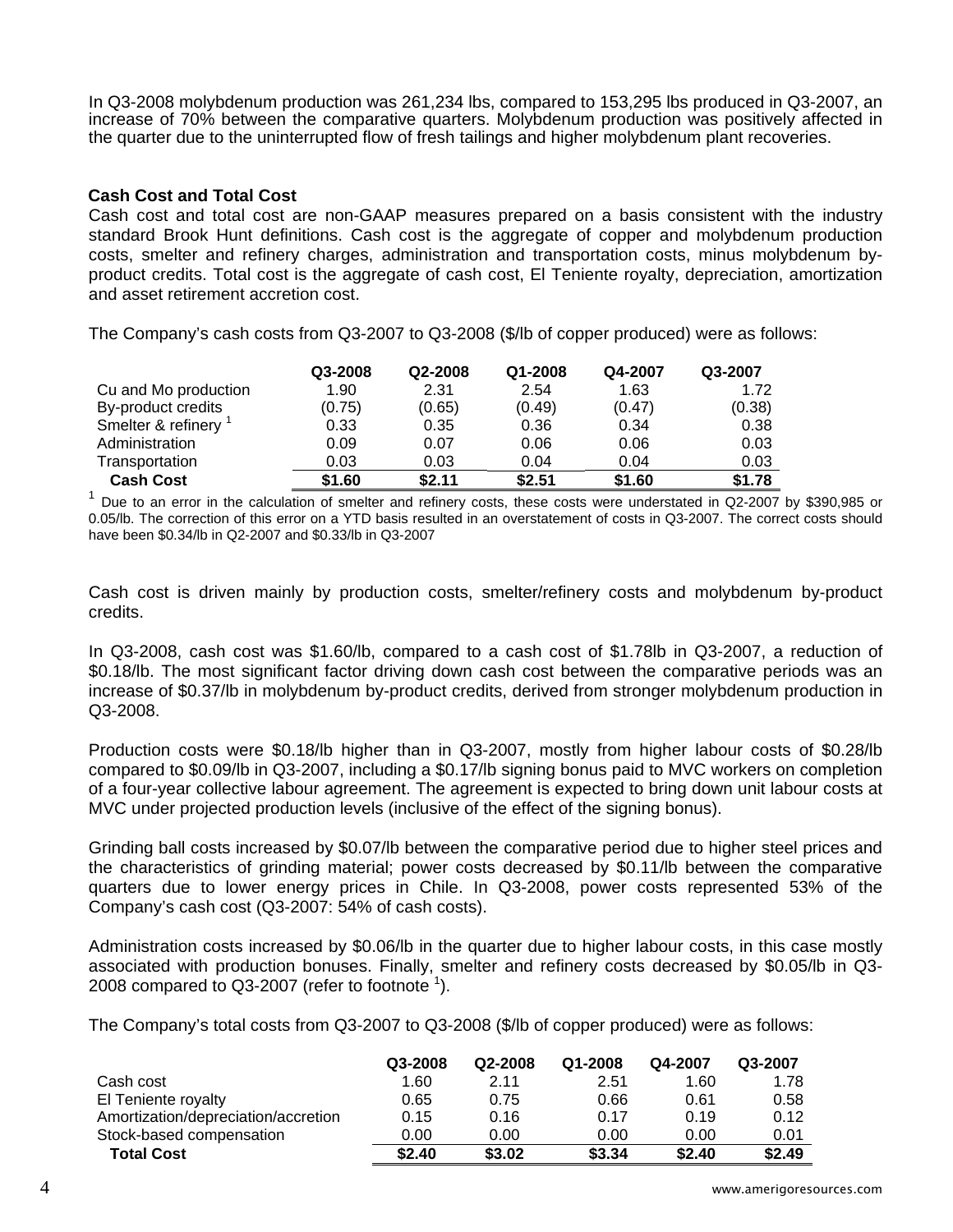In Q3-2008 molybdenum production was 261,234 lbs, compared to 153,295 lbs produced in Q3-2007, an increase of 70% between the comparative quarters. Molybdenum production was positively affected in the quarter due to the uninterrupted flow of fresh tailings and higher molybdenum plant recoveries.

**Cash Cost and Total Cost**

Cash cost and total cost are non-GAAP measures prepared on a basis consistent with the industry standard Brook Hunt definitions. Cash cost is the aggregate of copper and molybdenum production costs, smelter and refinery charges, administration and transportation costs, minus molybdenum by-product credits. Total cost is the aggregate of cash cost, El Teniente royalty, depreciation, amortization and asset retirement accretion cost.

The Company's cash costs from Q3-2007 to Q3-2008 ($/lb of copper produced) were as follows:

| | Q3-2008 | Q2-2008 | Q1-2008 | Q4-2007 | Q3-2007 |
|---|---|---|---|---|---|
| Cu and Mo production | 1.90 | 2.31 | 2.54 | 1.63 | 1.72 |
| By-product credits | (0.75) | (0.65) | (0.49) | (0.47) | (0.38) |
| Smelter & refinery [1] | 0.33 | 0.35 | 0.36 | 0.34 | 0.38 |
| Administration | 0.09 | 0.07 | 0.06 | 0.06 | 0.03 |
| Transportation | 0.03 | 0.03 | 0.04 | 0.04 | 0.03 |
| **Cash Cost** | **$1.60** | **$2.11** | **$2.51** | **$1.60** | **$1.78** |

[1] Due to an error in the calculation of smelter and refinery costs, these costs were understated in Q2-2007 by $390,985 or 0.05/lb. The correction of this error on a YTD basis resulted in an overstatement of costs in Q3-2007. The correct costs should have been $0.34/lb in Q2-2007 and $0.33/lb in Q3-2007

Cash cost is driven mainly by production costs, smelter/refinery costs and molybdenum by-product credits.

In Q3-2008, cash cost was $1.60/lb, compared to a cash cost of $1.78lb in Q3-2007, a reduction of $0.18/lb. The most significant factor driving down cash cost between the comparative periods was an increase of $0.37/lb in molybdenum by-product credits, derived from stronger molybdenum production in Q3-2008.

Production costs were $0.18/lb higher than in Q3-2007, mostly from higher labour costs of $0.28/lb compared to $0.09/lb in Q3-2007, including a $0.17/lb signing bonus paid to MVC workers on completion of a four-year collective labour agreement. The agreement is expected to bring down unit labour costs at MVC under projected production levels (inclusive of the effect of the signing bonus).

Grinding ball costs increased by $0.07/lb between the comparative period due to higher steel prices and the characteristics of grinding material; power costs decreased by $0.11/lb between the comparative quarters due to lower energy prices in Chile. In Q3-2008, power costs represented 53% of the Company's cash cost (Q3-2007: 54% of cash costs).

Administration costs increased by $0.06/lb in the quarter due to higher labour costs, in this case mostly associated with production bonuses. Finally, smelter and refinery costs decreased by $0.05/lb in Q3-2008 compared to Q3-2007 (refer to footnote [1]).

The Company's total costs from Q3-2007 to Q3-2008 ($/lb of copper produced) were as follows:

| | Q3-2008 | Q2-2008 | Q1-2008 | Q4-2007 | Q3-2007 |
|---|---|---|---|---|---|
| Cash cost | 1.60 | 2.11 | 2.51 | 1.60 | 1.78 |
| El Teniente royalty | 0.65 | 0.75 | 0.66 | 0.61 | 0.58 |
| Amortization/depreciation/accretion | 0.15 | 0.16 | 0.17 | 0.19 | 0.12 |
| Stock-based compensation | 0.00 | 0.00 | 0.00 | 0.00 | 0.01 |
| **Total Cost** | **$2.40** | **$3.02** | **$3.34** | **$2.40** | **$2.49** |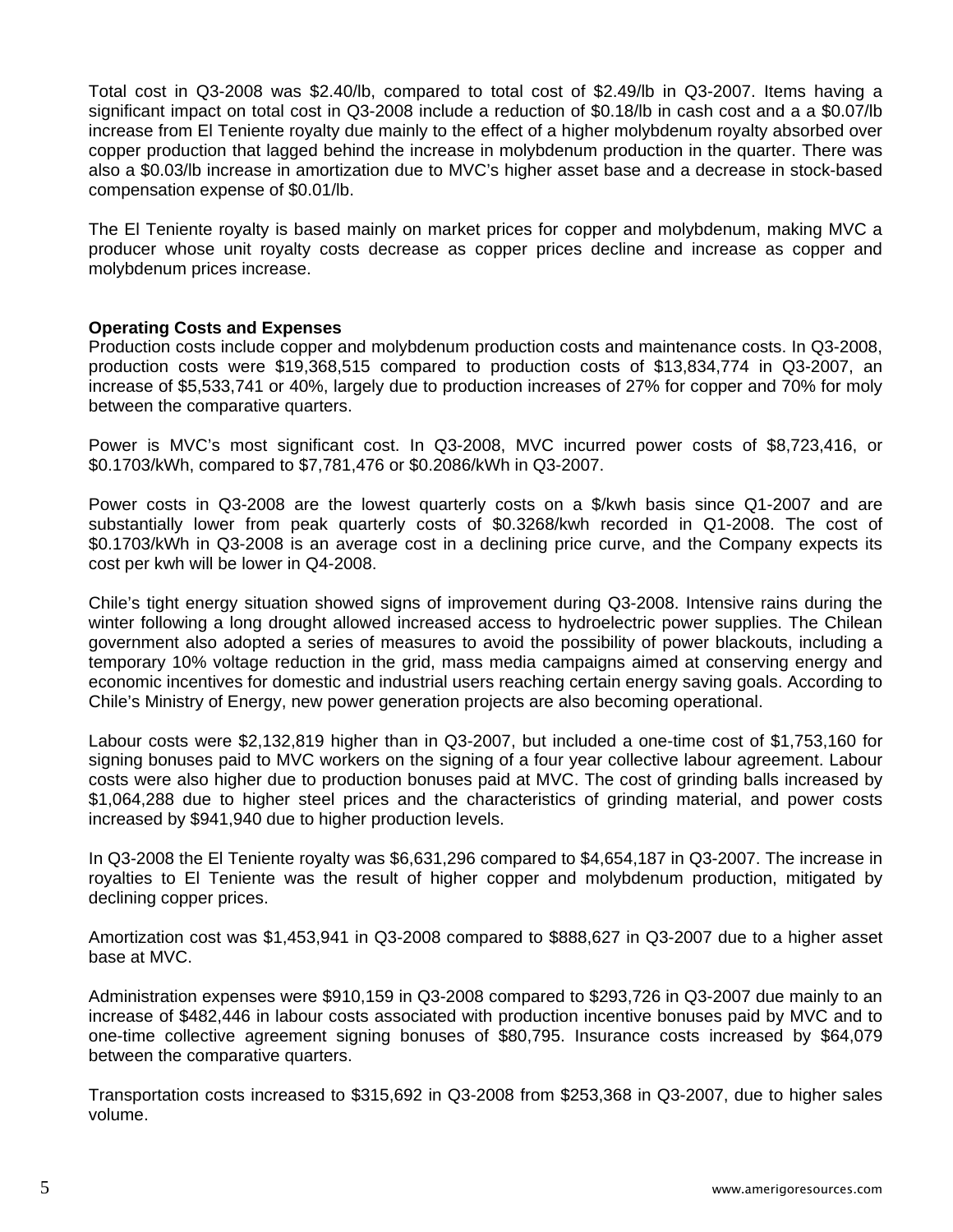Total cost in Q3-2008 was $2.40/lb, compared to total cost of $2.49/lb in Q3-2007. Items having a significant impact on total cost in Q3-2008 include a reduction of $0.18/lb in cash cost and a a $0.07/lb increase from El Teniente royalty due mainly to the effect of a higher molybdenum royalty absorbed over copper production that lagged behind the increase in molybdenum production in the quarter. There was also a $0.03/lb increase in amortization due to MVC's higher asset base and a decrease in stock-based compensation expense of $0.01/lb.

The El Teniente royalty is based mainly on market prices for copper and molybdenum, making MVC a producer whose unit royalty costs decrease as copper prices decline and increase as copper and molybdenum prices increase.

**Operating Costs and Expenses**

Production costs include copper and molybdenum production costs and maintenance costs. In Q3-2008, production costs were $19,368,515 compared to production costs of $13,834,774 in Q3-2007, an increase of $5,533,741 or 40%, largely due to production increases of 27% for copper and 70% for moly between the comparative quarters.

Power is MVC's most significant cost. In Q3-2008, MVC incurred power costs of $8,723,416, or $0.1703/kWh, compared to $7,781,476 or $0.2086/kWh in Q3-2007.

Power costs in Q3-2008 are the lowest quarterly costs on a $/kwh basis since Q1-2007 and are substantially lower from peak quarterly costs of $0.3268/kwh recorded in Q1-2008. The cost of $0.1703/kWh in Q3-2008 is an average cost in a declining price curve, and the Company expects its cost per kwh will be lower in Q4-2008.

Chile's tight energy situation showed signs of improvement during Q3-2008. Intensive rains during the winter following a long drought allowed increased access to hydroelectric power supplies. The Chilean government also adopted a series of measures to avoid the possibility of power blackouts, including a temporary 10% voltage reduction in the grid, mass media campaigns aimed at conserving energy and economic incentives for domestic and industrial users reaching certain energy saving goals. According to Chile's Ministry of Energy, new power generation projects are also becoming operational.

Labour costs were $2,132,819 higher than in Q3-2007, but included a one-time cost of $1,753,160 for signing bonuses paid to MVC workers on the signing of a four year collective labour agreement. Labour costs were also higher due to production bonuses paid at MVC. The cost of grinding balls increased by $1,064,288 due to higher steel prices and the characteristics of grinding material, and power costs increased by $941,940 due to higher production levels.

In Q3-2008 the El Teniente royalty was $6,631,296 compared to $4,654,187 in Q3-2007. The increase in royalties to El Teniente was the result of higher copper and molybdenum production, mitigated by declining copper prices.

Amortization cost was $1,453,941 in Q3-2008 compared to $888,627 in Q3-2007 due to a higher asset base at MVC.

Administration expenses were $910,159 in Q3-2008 compared to $293,726 in Q3-2007 due mainly to an increase of $482,446 in labour costs associated with production incentive bonuses paid by MVC and to one-time collective agreement signing bonuses of $80,795. Insurance costs increased by $64,079 between the comparative quarters.

Transportation costs increased to $315,692 in Q3-2008 from $253,368 in Q3-2007, due to higher sales volume.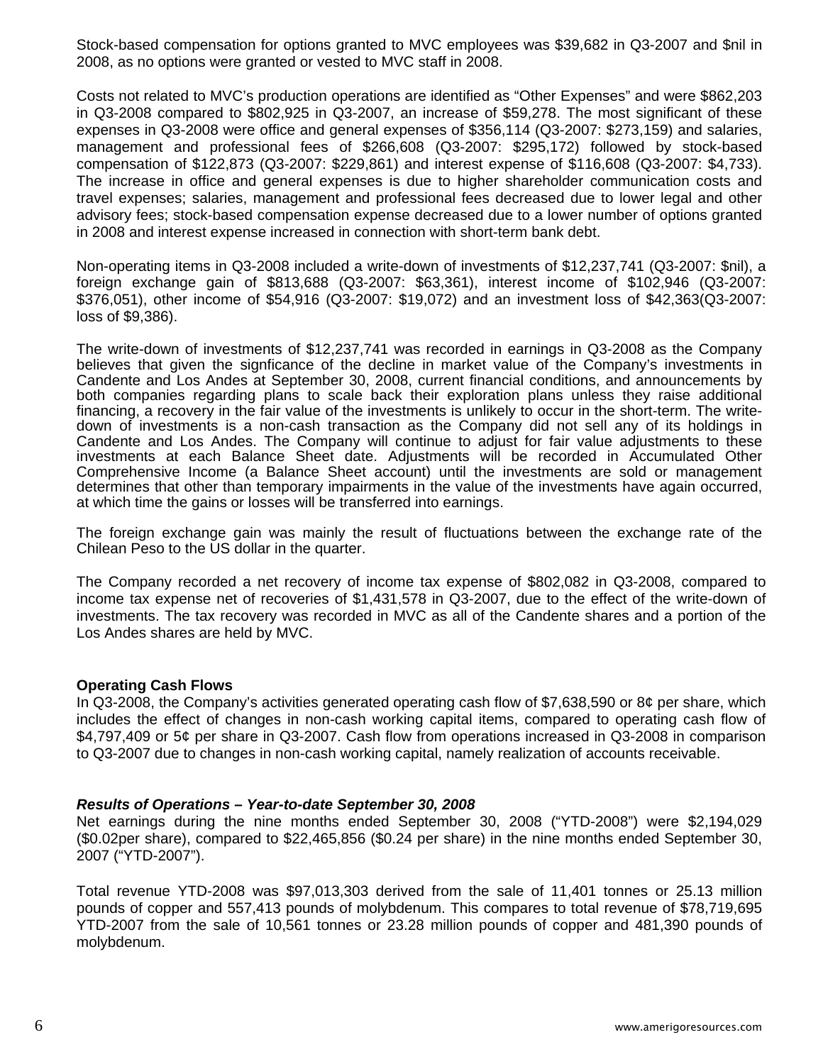Stock-based compensation for options granted to MVC employees was $39,682 in Q3-2007 and $nil in 2008, as no options were granted or vested to MVC staff in 2008.

Costs not related to MVC's production operations are identified as "Other Expenses" and were $862,203 in Q3-2008 compared to $802,925 in Q3-2007, an increase of $59,278. The most significant of these expenses in Q3-2008 were office and general expenses of $356,114 (Q3-2007: $273,159) and salaries, management and professional fees of $266,608 (Q3-2007: $295,172) followed by stock-based compensation of $122,873 (Q3-2007: $229,861) and interest expense of $116,608 (Q3-2007: $4,733). The increase in office and general expenses is due to higher shareholder communication costs and travel expenses; salaries, management and professional fees decreased due to lower legal and other advisory fees; stock-based compensation expense decreased due to a lower number of options granted in 2008 and interest expense increased in connection with short-term bank debt.

Non-operating items in Q3-2008 included a write-down of investments of $12,237,741 (Q3-2007: $nil), a foreign exchange gain of $813,688 (Q3-2007: $63,361), interest income of $102,946 (Q3-2007: $376,051), other income of $54,916 (Q3-2007: $19,072) and an investment loss of $42,363(Q3-2007: loss of $9,386).

The write-down of investments of $12,237,741 was recorded in earnings in Q3-2008 as the Company believes that given the signficance of the decline in market value of the Company's investments in Candente and Los Andes at September 30, 2008, current financial conditions, and announcements by both companies regarding plans to scale back their exploration plans unless they raise additional financing, a recovery in the fair value of the investments is unlikely to occur in the short-term. The write-down of investments is a non-cash transaction as the Company did not sell any of its holdings in Candente and Los Andes. The Company will continue to adjust for fair value adjustments to these investments at each Balance Sheet date. Adjustments will be recorded in Accumulated Other Comprehensive Income (a Balance Sheet account) until the investments are sold or management determines that other than temporary impairments in the value of the investments have again occurred, at which time the gains or losses will be transferred into earnings.

The foreign exchange gain was mainly the result of fluctuations between the exchange rate of the Chilean Peso to the US dollar in the quarter.

The Company recorded a net recovery of income tax expense of $802,082 in Q3-2008, compared to income tax expense net of recoveries of $1,431,578 in Q3-2007, due to the effect of the write-down of investments. The tax recovery was recorded in MVC as all of the Candente shares and a portion of the Los Andes shares are held by MVC.

**Operating Cash Flows**

In Q3-2008, the Company's activities generated operating cash flow of $7,638,590 or 8¢ per share, which includes the effect of changes in non-cash working capital items, compared to operating cash flow of $4,797,409 or 5¢ per share in Q3-2007. Cash flow from operations increased in Q3-2008 in comparison to Q3-2007 due to changes in non-cash working capital, namely realization of accounts receivable.

***Results of Operations – Year-to-date September 30, 2008***

Net earnings during the nine months ended September 30, 2008 ("YTD-2008") were $2,194,029 ($0.02per share), compared to $22,465,856 ($0.24 per share) in the nine months ended September 30, 2007 ("YTD-2007").

Total revenue YTD-2008 was $97,013,303 derived from the sale of 11,401 tonnes or 25.13 million pounds of copper and 557,413 pounds of molybdenum. This compares to total revenue of $78,719,695 YTD-2007 from the sale of 10,561 tonnes or 23.28 million pounds of copper and 481,390 pounds of molybdenum.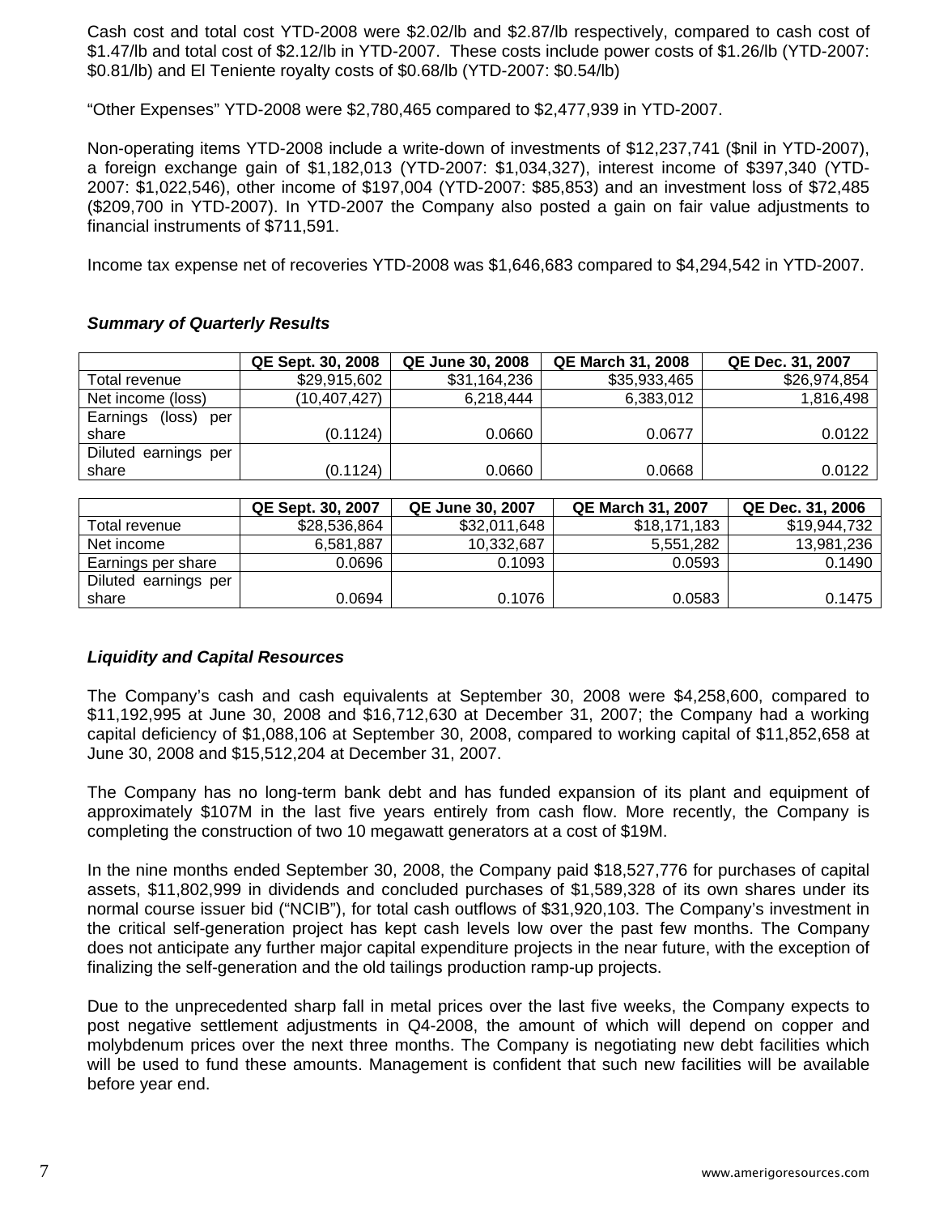Cash cost and total cost YTD-2008 were $2.02/lb and $2.87/lb respectively, compared to cash cost of $1.47/lb and total cost of $2.12/lb in YTD-2007. These costs include power costs of $1.26/lb (YTD-2007: $0.81/lb) and El Teniente royalty costs of $0.68/lb (YTD-2007: $0.54/lb)

"Other Expenses" YTD-2008 were $2,780,465 compared to $2,477,939 in YTD-2007.

Non-operating items YTD-2008 include a write-down of investments of $12,237,741 ($nil in YTD-2007), a foreign exchange gain of $1,182,013 (YTD-2007: $1,034,327), interest income of $397,340 (YTD-2007: $1,022,546), other income of $197,004 (YTD-2007: $85,853) and an investment loss of $72,485 ($209,700 in YTD-2007). In YTD-2007 the Company also posted a gain on fair value adjustments to financial instruments of $711,591.

Income tax expense net of recoveries YTD-2008 was $1,646,683 compared to $4,294,542 in YTD-2007.

### *Summary of Quarterly Results*

| | QE Sept. 30, 2008 | QE June 30, 2008 | QE March 31, 2008 | QE Dec. 31, 2007 |
|---|---|---|---|---|
| Total revenue | $29,915,602 | $31,164,236 | $35,933,465 | $26,974,854 |
| Net income (loss) | (10,407,427) | 6,218,444 | 6,383,012 | 1,816,498 |
| Earnings (loss) per share | (0.1124) | 0.0660 | 0.0677 | 0.0122 |
| Diluted earnings per share | (0.1124) | 0.0660 | 0.0668 | 0.0122 |

| | QE Sept. 30, 2007 | QE June 30, 2007 | QE March 31, 2007 | QE Dec. 31, 2006 |
|---|---|---|---|---|
| Total revenue | $28,536,864 | $32,011,648 | $18,171,183 | $19,944,732 |
| Net income | 6,581,887 | 10,332,687 | 5,551,282 | 13,981,236 |
| Earnings per share | 0.0696 | 0.1093 | 0.0593 | 0.1490 |
| Diluted earnings per share | 0.0694 | 0.1076 | 0.0583 | 0.1475 |

### *Liquidity and Capital Resources*

The Company's cash and cash equivalents at September 30, 2008 were $4,258,600, compared to $11,192,995 at June 30, 2008 and $16,712,630 at December 31, 2007; the Company had a working capital deficiency of $1,088,106 at September 30, 2008, compared to working capital of $11,852,658 at June 30, 2008 and $15,512,204 at December 31, 2007.

The Company has no long-term bank debt and has funded expansion of its plant and equipment of approximately $107M in the last five years entirely from cash flow. More recently, the Company is completing the construction of two 10 megawatt generators at a cost of $19M.

In the nine months ended September 30, 2008, the Company paid $18,527,776 for purchases of capital assets, $11,802,999 in dividends and concluded purchases of $1,589,328 of its own shares under its normal course issuer bid ("NCIB"), for total cash outflows of $31,920,103. The Company's investment in the critical self-generation project has kept cash levels low over the past few months. The Company does not anticipate any further major capital expenditure projects in the near future, with the exception of finalizing the self-generation and the old tailings production ramp-up projects.

Due to the unprecedented sharp fall in metal prices over the last five weeks, the Company expects to post negative settlement adjustments in Q4-2008, the amount of which will depend on copper and molybdenum prices over the next three months. The Company is negotiating new debt facilities which will be used to fund these amounts. Management is confident that such new facilities will be available before year end.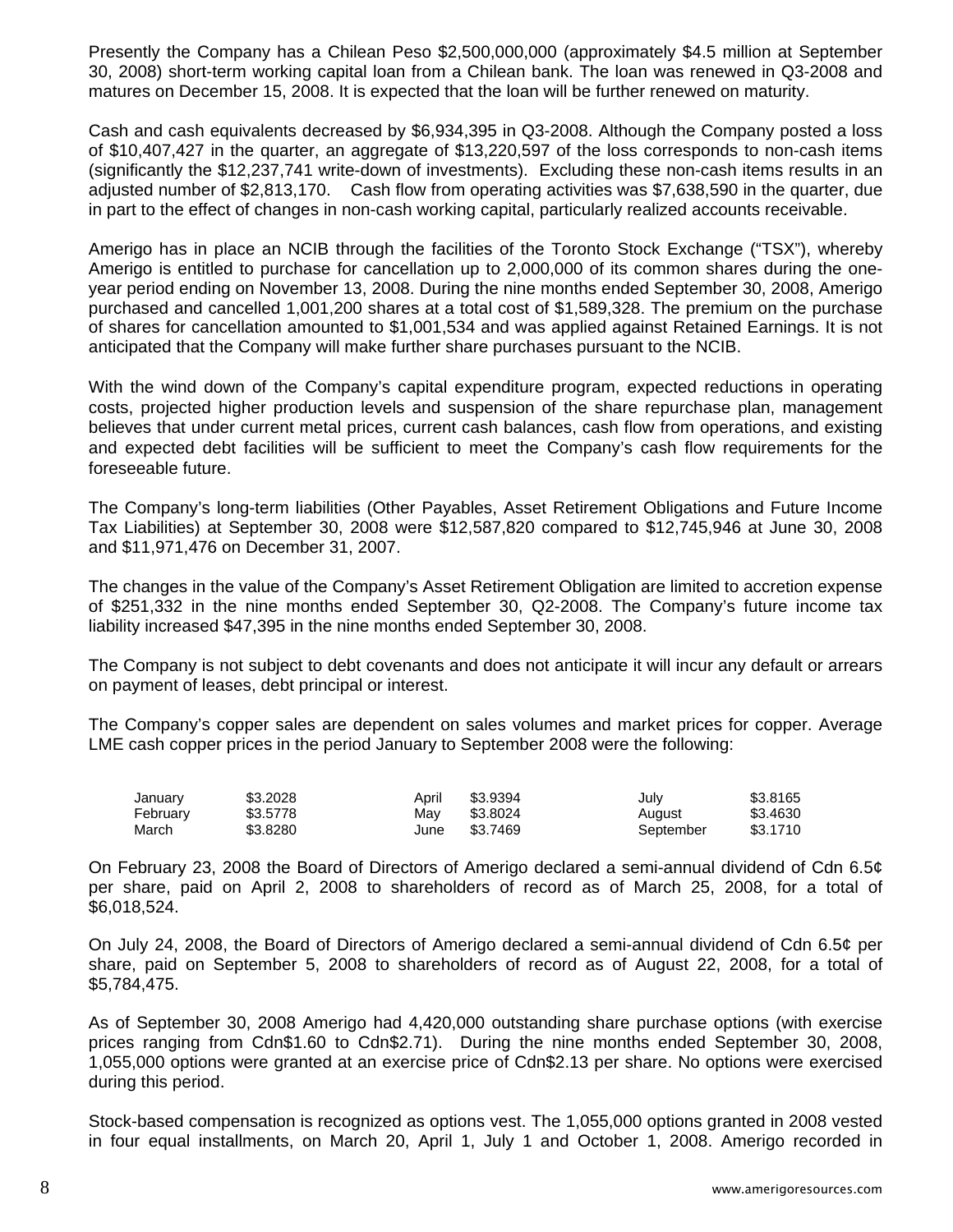Presently the Company has a Chilean Peso $2,500,000,000 (approximately $4.5 million at September 30, 2008) short-term working capital loan from a Chilean bank. The loan was renewed in Q3-2008 and matures on December 15, 2008. It is expected that the loan will be further renewed on maturity.

Cash and cash equivalents decreased by $6,934,395 in Q3-2008. Although the Company posted a loss of $10,407,427 in the quarter, an aggregate of $13,220,597 of the loss corresponds to non-cash items (significantly the $12,237,741 write-down of investments). Excluding these non-cash items results in an adjusted number of $2,813,170. Cash flow from operating activities was $7,638,590 in the quarter, due in part to the effect of changes in non-cash working capital, particularly realized accounts receivable.

Amerigo has in place an NCIB through the facilities of the Toronto Stock Exchange ("TSX"), whereby Amerigo is entitled to purchase for cancellation up to 2,000,000 of its common shares during the one-year period ending on November 13, 2008. During the nine months ended September 30, 2008, Amerigo purchased and cancelled 1,001,200 shares at a total cost of $1,589,328. The premium on the purchase of shares for cancellation amounted to $1,001,534 and was applied against Retained Earnings. It is not anticipated that the Company will make further share purchases pursuant to the NCIB.

With the wind down of the Company's capital expenditure program, expected reductions in operating costs, projected higher production levels and suspension of the share repurchase plan, management believes that under current metal prices, current cash balances, cash flow from operations, and existing and expected debt facilities will be sufficient to meet the Company's cash flow requirements for the foreseeable future.

The Company's long-term liabilities (Other Payables, Asset Retirement Obligations and Future Income Tax Liabilities) at September 30, 2008 were $12,587,820 compared to $12,745,946 at June 30, 2008 and $11,971,476 on December 31, 2007.

The changes in the value of the Company's Asset Retirement Obligation are limited to accretion expense of $251,332 in the nine months ended September 30, Q2-2008. The Company's future income tax liability increased $47,395 in the nine months ended September 30, 2008.

The Company is not subject to debt covenants and does not anticipate it will incur any default or arrears on payment of leases, debt principal or interest.

The Company's copper sales are dependent on sales volumes and market prices for copper. Average LME cash copper prices in the period January to September 2008 were the following:

| | | | | | |
|---|---|---|---|---|---|
| January | $3.2028 | April | $3.9394 | July | $3.8165 |
| February | $3.5778 | May | $3.8024 | August | $3.4630 |
| March | $3.8280 | June | $3.7469 | September | $3.1710 |

On February 23, 2008 the Board of Directors of Amerigo declared a semi-annual dividend of Cdn 6.5¢ per share, paid on April 2, 2008 to shareholders of record as of March 25, 2008, for a total of $6,018,524.

On July 24, 2008, the Board of Directors of Amerigo declared a semi-annual dividend of Cdn 6.5¢ per share, paid on September 5, 2008 to shareholders of record as of August 22, 2008, for a total of $5,784,475.

As of September 30, 2008 Amerigo had 4,420,000 outstanding share purchase options (with exercise prices ranging from Cdn$1.60 to Cdn$2.71). During the nine months ended September 30, 2008, 1,055,000 options were granted at an exercise price of Cdn$2.13 per share. No options were exercised during this period.

Stock-based compensation is recognized as options vest. The 1,055,000 options granted in 2008 vested in four equal installments, on March 20, April 1, July 1 and October 1, 2008. Amerigo recorded in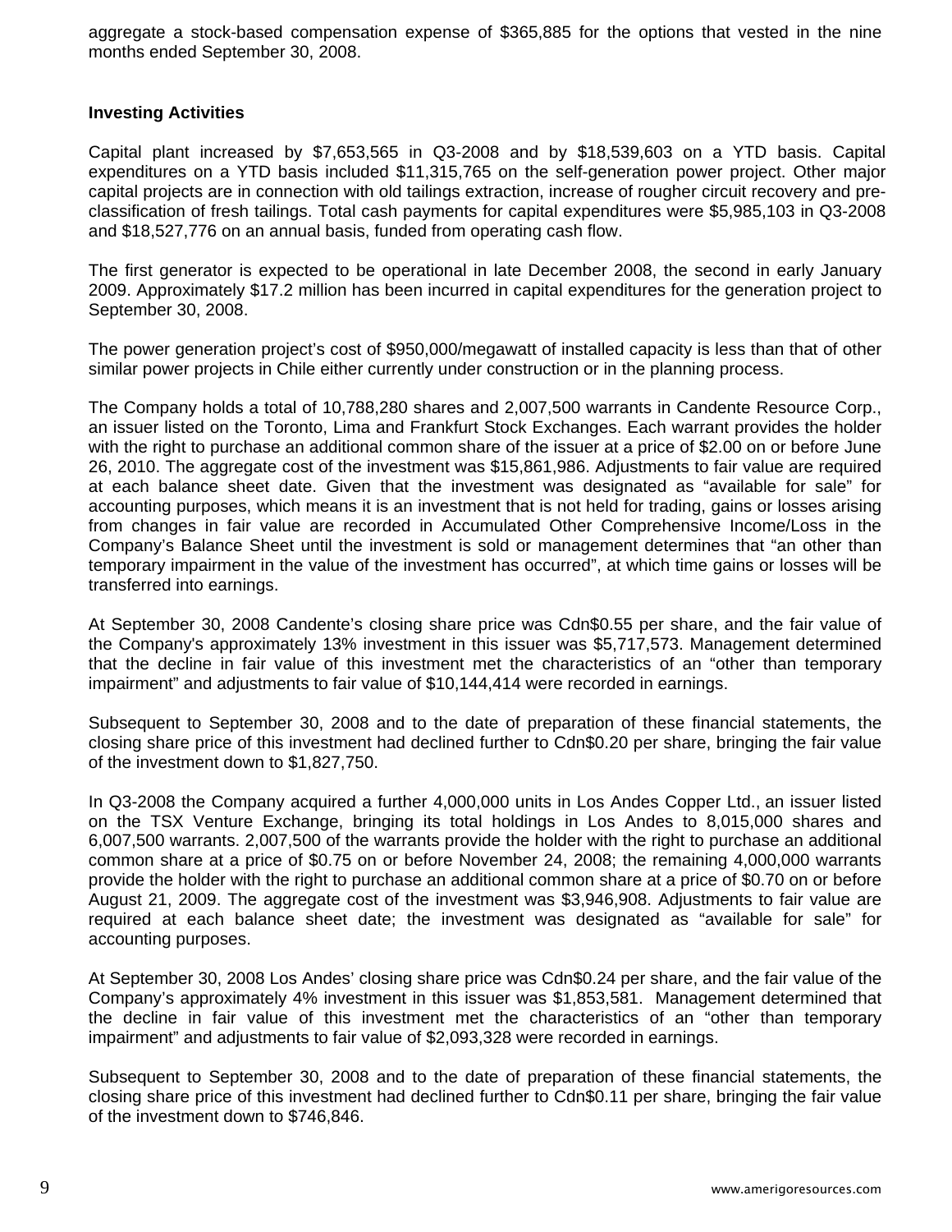aggregate a stock-based compensation expense of $365,885 for the options that vested in the nine months ended September 30, 2008.

**Investing Activities**

Capital plant increased by $7,653,565 in Q3-2008 and by $18,539,603 on a YTD basis. Capital expenditures on a YTD basis included $11,315,765 on the self-generation power project. Other major capital projects are in connection with old tailings extraction, increase of rougher circuit recovery and pre-classification of fresh tailings. Total cash payments for capital expenditures were $5,985,103 in Q3-2008 and $18,527,776 on an annual basis, funded from operating cash flow.

The first generator is expected to be operational in late December 2008, the second in early January 2009. Approximately $17.2 million has been incurred in capital expenditures for the generation project to September 30, 2008.

The power generation project's cost of $950,000/megawatt of installed capacity is less than that of other similar power projects in Chile either currently under construction or in the planning process.

The Company holds a total of 10,788,280 shares and 2,007,500 warrants in Candente Resource Corp., an issuer listed on the Toronto, Lima and Frankfurt Stock Exchanges. Each warrant provides the holder with the right to purchase an additional common share of the issuer at a price of $2.00 on or before June 26, 2010. The aggregate cost of the investment was $15,861,986. Adjustments to fair value are required at each balance sheet date. Given that the investment was designated as "available for sale" for accounting purposes, which means it is an investment that is not held for trading, gains or losses arising from changes in fair value are recorded in Accumulated Other Comprehensive Income/Loss in the Company's Balance Sheet until the investment is sold or management determines that "an other than temporary impairment in the value of the investment has occurred", at which time gains or losses will be transferred into earnings.

At September 30, 2008 Candente's closing share price was Cdn$0.55 per share, and the fair value of the Company's approximately 13% investment in this issuer was $5,717,573. Management determined that the decline in fair value of this investment met the characteristics of an "other than temporary impairment" and adjustments to fair value of $10,144,414 were recorded in earnings.

Subsequent to September 30, 2008 and to the date of preparation of these financial statements, the closing share price of this investment had declined further to Cdn$0.20 per share, bringing the fair value of the investment down to $1,827,750.

In Q3-2008 the Company acquired a further 4,000,000 units in Los Andes Copper Ltd., an issuer listed on the TSX Venture Exchange, bringing its total holdings in Los Andes to 8,015,000 shares and 6,007,500 warrants. 2,007,500 of the warrants provide the holder with the right to purchase an additional common share at a price of $0.75 on or before November 24, 2008; the remaining 4,000,000 warrants provide the holder with the right to purchase an additional common share at a price of $0.70 on or before August 21, 2009. The aggregate cost of the investment was $3,946,908. Adjustments to fair value are required at each balance sheet date; the investment was designated as "available for sale" for accounting purposes.

At September 30, 2008 Los Andes' closing share price was Cdn$0.24 per share, and the fair value of the Company's approximately 4% investment in this issuer was $1,853,581. Management determined that the decline in fair value of this investment met the characteristics of an "other than temporary impairment" and adjustments to fair value of $2,093,328 were recorded in earnings.

Subsequent to September 30, 2008 and to the date of preparation of these financial statements, the closing share price of this investment had declined further to Cdn$0.11 per share, bringing the fair value of the investment down to $746,846.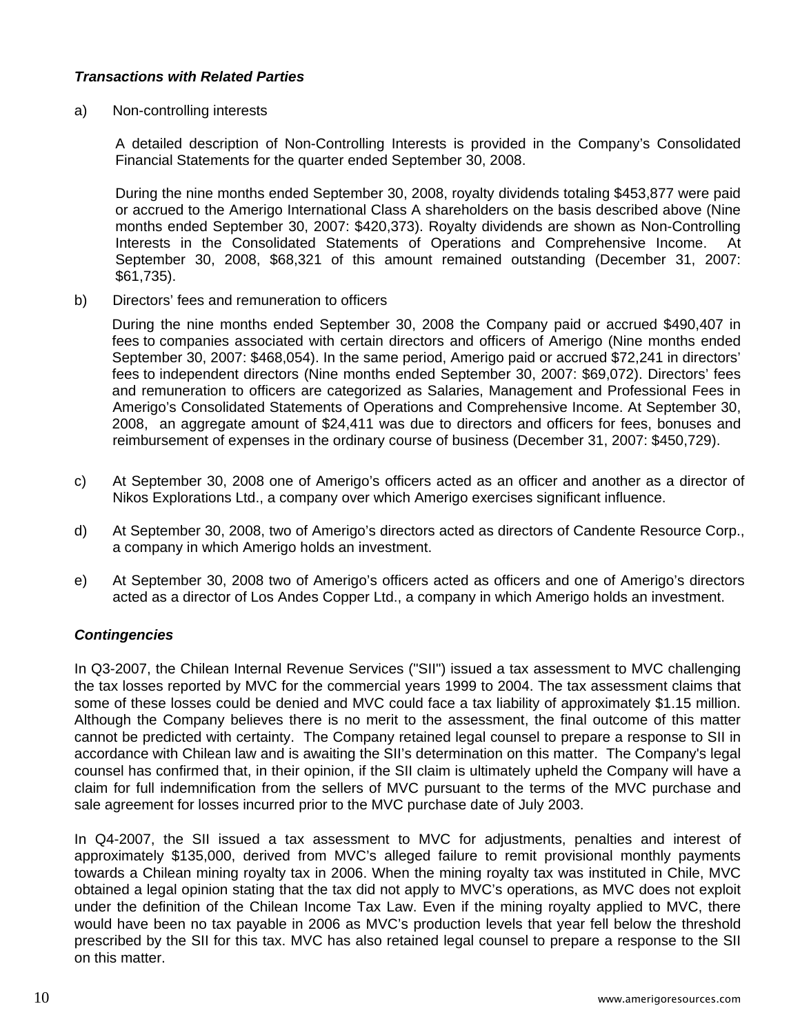***Transactions with Related Parties***

a) Non-controlling interests

A detailed description of Non-Controlling Interests is provided in the Company's Consolidated Financial Statements for the quarter ended September 30, 2008.

During the nine months ended September 30, 2008, royalty dividends totaling $453,877 were paid or accrued to the Amerigo International Class A shareholders on the basis described above (Nine months ended September 30, 2007: $420,373). Royalty dividends are shown as Non-Controlling Interests in the Consolidated Statements of Operations and Comprehensive Income. At September 30, 2008, $68,321 of this amount remained outstanding (December 31, 2007: $61,735).

b) Directors' fees and remuneration to officers

During the nine months ended September 30, 2008 the Company paid or accrued $490,407 in fees to companies associated with certain directors and officers of Amerigo (Nine months ended September 30, 2007: $468,054). In the same period, Amerigo paid or accrued $72,241 in directors' fees to independent directors (Nine months ended September 30, 2007: $69,072). Directors' fees and remuneration to officers are categorized as Salaries, Management and Professional Fees in Amerigo's Consolidated Statements of Operations and Comprehensive Income. At September 30, 2008, an aggregate amount of $24,411 was due to directors and officers for fees, bonuses and reimbursement of expenses in the ordinary course of business (December 31, 2007: $450,729).

c) At September 30, 2008 one of Amerigo's officers acted as an officer and another as a director of Nikos Explorations Ltd., a company over which Amerigo exercises significant influence.

d) At September 30, 2008, two of Amerigo's directors acted as directors of Candente Resource Corp., a company in which Amerigo holds an investment.

e) At September 30, 2008 two of Amerigo's officers acted as officers and one of Amerigo's directors acted as a director of Los Andes Copper Ltd., a company in which Amerigo holds an investment.

***Contingencies***

In Q3-2007, the Chilean Internal Revenue Services ("SII") issued a tax assessment to MVC challenging the tax losses reported by MVC for the commercial years 1999 to 2004. The tax assessment claims that some of these losses could be denied and MVC could face a tax liability of approximately $1.15 million. Although the Company believes there is no merit to the assessment, the final outcome of this matter cannot be predicted with certainty. The Company retained legal counsel to prepare a response to SII in accordance with Chilean law and is awaiting the SII's determination on this matter. The Company's legal counsel has confirmed that, in their opinion, if the SII claim is ultimately upheld the Company will have a claim for full indemnification from the sellers of MVC pursuant to the terms of the MVC purchase and sale agreement for losses incurred prior to the MVC purchase date of July 2003.

In Q4-2007, the SII issued a tax assessment to MVC for adjustments, penalties and interest of approximately $135,000, derived from MVC's alleged failure to remit provisional monthly payments towards a Chilean mining royalty tax in 2006. When the mining royalty tax was instituted in Chile, MVC obtained a legal opinion stating that the tax did not apply to MVC's operations, as MVC does not exploit under the definition of the Chilean Income Tax Law. Even if the mining royalty applied to MVC, there would have been no tax payable in 2006 as MVC's production levels that year fell below the threshold prescribed by the SII for this tax. MVC has also retained legal counsel to prepare a response to the SII on this matter.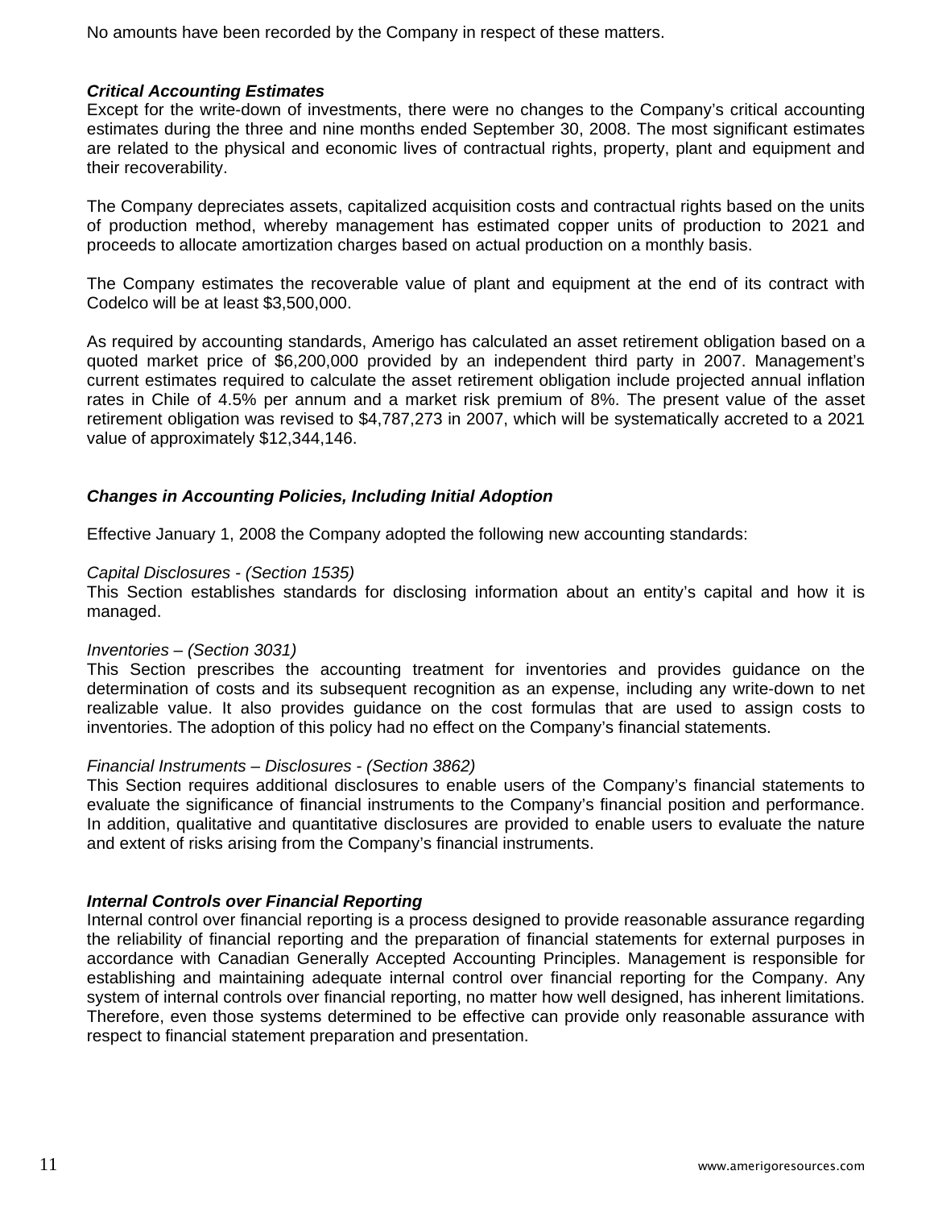No amounts have been recorded by the Company in respect of these matters.

### *Critical Accounting Estimates*

Except for the write-down of investments, there were no changes to the Company's critical accounting estimates during the three and nine months ended September 30, 2008. The most significant estimates are related to the physical and economic lives of contractual rights, property, plant and equipment and their recoverability.

The Company depreciates assets, capitalized acquisition costs and contractual rights based on the units of production method, whereby management has estimated copper units of production to 2021 and proceeds to allocate amortization charges based on actual production on a monthly basis.

The Company estimates the recoverable value of plant and equipment at the end of its contract with Codelco will be at least $3,500,000.

As required by accounting standards, Amerigo has calculated an asset retirement obligation based on a quoted market price of $6,200,000 provided by an independent third party in 2007. Management's current estimates required to calculate the asset retirement obligation include projected annual inflation rates in Chile of 4.5% per annum and a market risk premium of 8%. The present value of the asset retirement obligation was revised to $4,787,273 in 2007, which will be systematically accreted to a 2021 value of approximately $12,344,146.

### *Changes in Accounting Policies, Including Initial Adoption*

Effective January 1, 2008 the Company adopted the following new accounting standards:

*Capital Disclosures - (Section 1535)*
This Section establishes standards for disclosing information about an entity's capital and how it is managed.

*Inventories – (Section 3031)*
This Section prescribes the accounting treatment for inventories and provides guidance on the determination of costs and its subsequent recognition as an expense, including any write-down to net realizable value. It also provides guidance on the cost formulas that are used to assign costs to inventories. The adoption of this policy had no effect on the Company's financial statements.

*Financial Instruments – Disclosures - (Section 3862)*
This Section requires additional disclosures to enable users of the Company's financial statements to evaluate the significance of financial instruments to the Company's financial position and performance. In addition, qualitative and quantitative disclosures are provided to enable users to evaluate the nature and extent of risks arising from the Company's financial instruments.

### *Internal Controls over Financial Reporting*

Internal control over financial reporting is a process designed to provide reasonable assurance regarding the reliability of financial reporting and the preparation of financial statements for external purposes in accordance with Canadian Generally Accepted Accounting Principles. Management is responsible for establishing and maintaining adequate internal control over financial reporting for the Company. Any system of internal controls over financial reporting, no matter how well designed, has inherent limitations. Therefore, even those systems determined to be effective can provide only reasonable assurance with respect to financial statement preparation and presentation.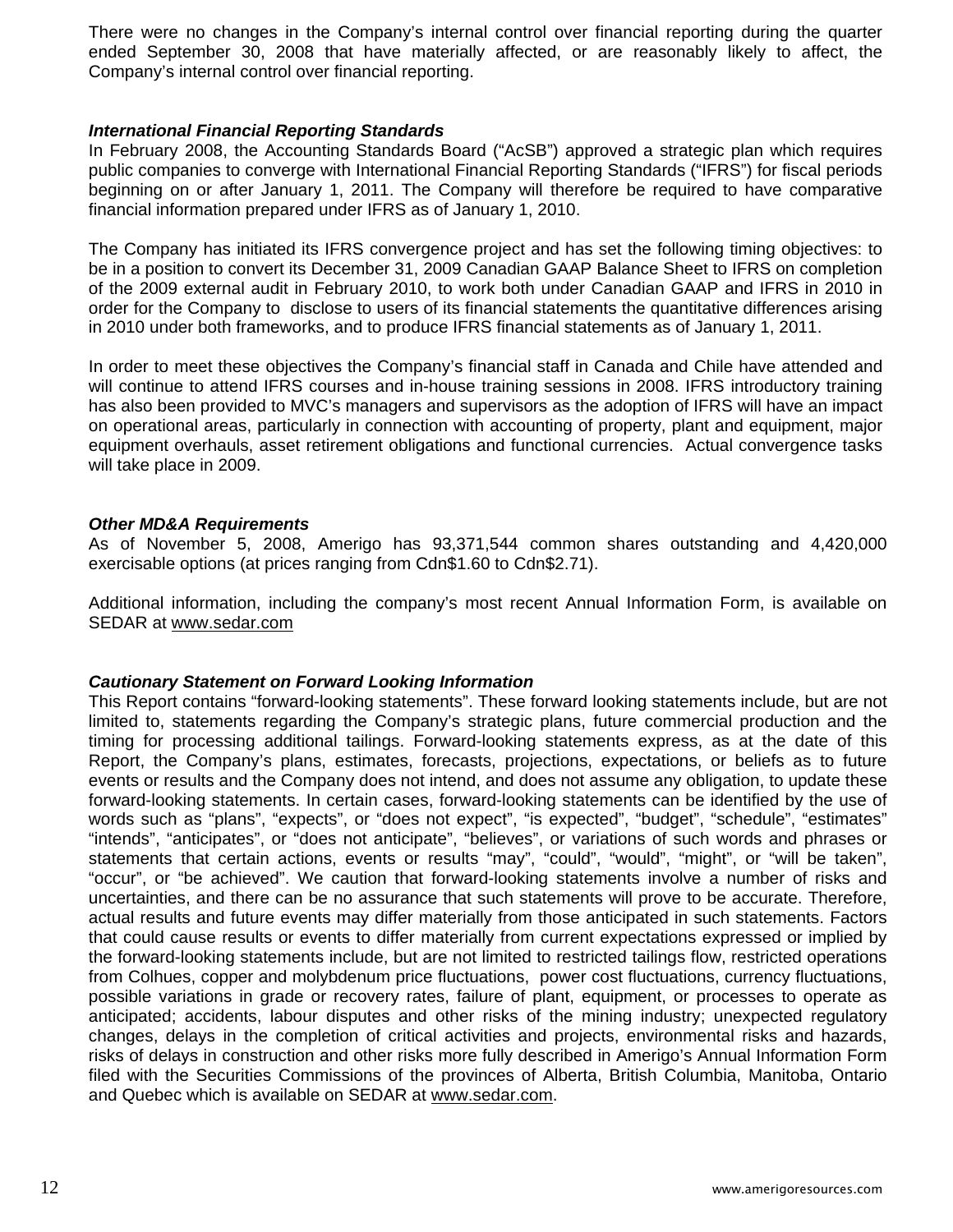There were no changes in the Company's internal control over financial reporting during the quarter ended September 30, 2008 that have materially affected, or are reasonably likely to affect, the Company's internal control over financial reporting.

***International Financial Reporting Standards***

In February 2008, the Accounting Standards Board ("AcSB") approved a strategic plan which requires public companies to converge with International Financial Reporting Standards ("IFRS") for fiscal periods beginning on or after January 1, 2011. The Company will therefore be required to have comparative financial information prepared under IFRS as of January 1, 2010.

The Company has initiated its IFRS convergence project and has set the following timing objectives: to be in a position to convert its December 31, 2009 Canadian GAAP Balance Sheet to IFRS on completion of the 2009 external audit in February 2010, to work both under Canadian GAAP and IFRS in 2010 in order for the Company to disclose to users of its financial statements the quantitative differences arising in 2010 under both frameworks, and to produce IFRS financial statements as of January 1, 2011.

In order to meet these objectives the Company's financial staff in Canada and Chile have attended and will continue to attend IFRS courses and in-house training sessions in 2008. IFRS introductory training has also been provided to MVC's managers and supervisors as the adoption of IFRS will have an impact on operational areas, particularly in connection with accounting of property, plant and equipment, major equipment overhauls, asset retirement obligations and functional currencies. Actual convergence tasks will take place in 2009.

***Other MD&A Requirements***

As of November 5, 2008, Amerigo has 93,371,544 common shares outstanding and 4,420,000 exercisable options (at prices ranging from Cdn$1.60 to Cdn$2.71).

Additional information, including the company's most recent Annual Information Form, is available on SEDAR at www.sedar.com

***Cautionary Statement on Forward Looking Information***

This Report contains "forward-looking statements". These forward looking statements include, but are not limited to, statements regarding the Company's strategic plans, future commercial production and the timing for processing additional tailings. Forward-looking statements express, as at the date of this Report, the Company's plans, estimates, forecasts, projections, expectations, or beliefs as to future events or results and the Company does not intend, and does not assume any obligation, to update these forward-looking statements. In certain cases, forward-looking statements can be identified by the use of words such as "plans", "expects", or "does not expect", "is expected", "budget", "schedule", "estimates" "intends", "anticipates", or "does not anticipate", "believes", or variations of such words and phrases or statements that certain actions, events or results "may", "could", "would", "might", or "will be taken", "occur", or "be achieved". We caution that forward-looking statements involve a number of risks and uncertainties, and there can be no assurance that such statements will prove to be accurate. Therefore, actual results and future events may differ materially from those anticipated in such statements. Factors that could cause results or events to differ materially from current expectations expressed or implied by the forward-looking statements include, but are not limited to restricted tailings flow, restricted operations from Colhues, copper and molybdenum price fluctuations, power cost fluctuations, currency fluctuations, possible variations in grade or recovery rates, failure of plant, equipment, or processes to operate as anticipated; accidents, labour disputes and other risks of the mining industry; unexpected regulatory changes, delays in the completion of critical activities and projects, environmental risks and hazards, risks of delays in construction and other risks more fully described in Amerigo's Annual Information Form filed with the Securities Commissions of the provinces of Alberta, British Columbia, Manitoba, Ontario and Quebec which is available on SEDAR at www.sedar.com.